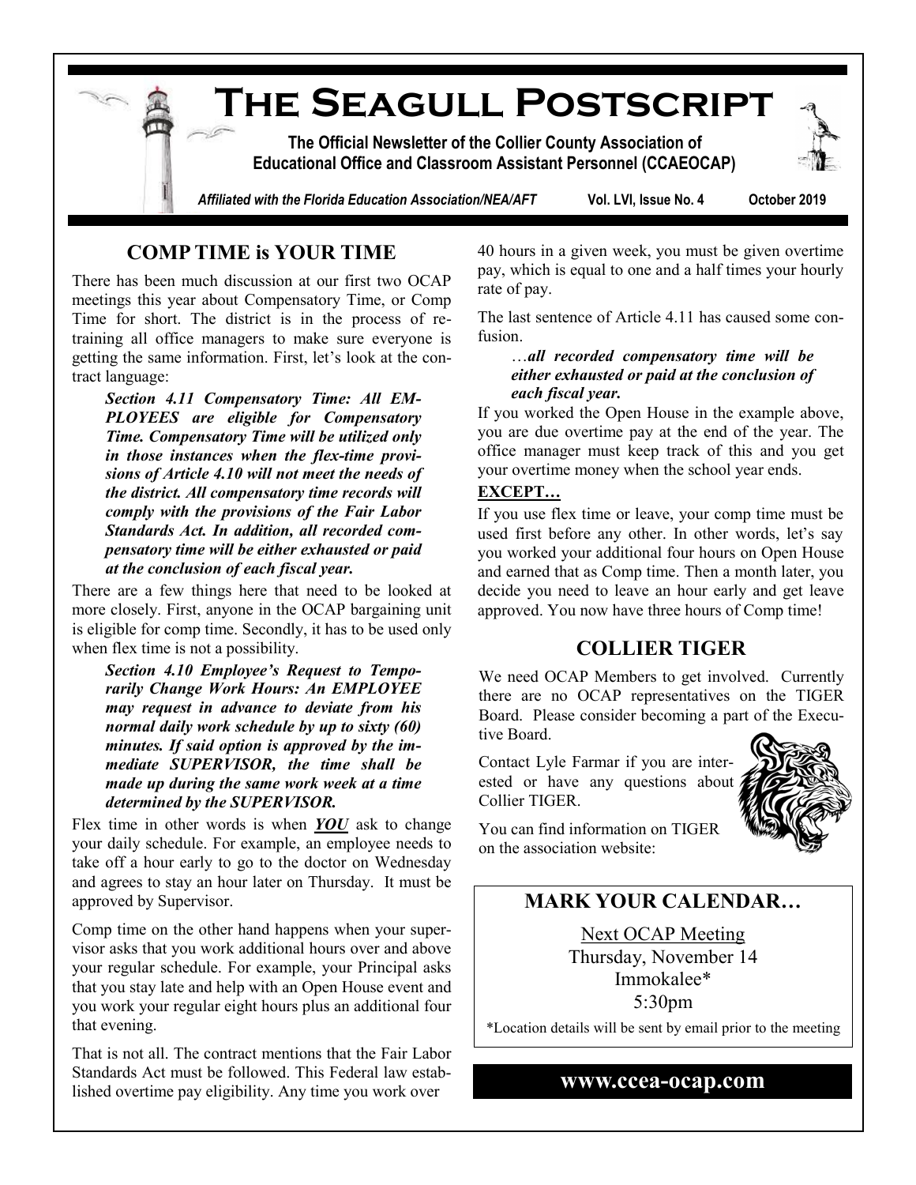# The Seagull Postscript

**The Official Newsletter of the Collier County Association of Educational Office and Classroom Assistant Personnel (CCAEOCAP)**

*Affiliated with the Florida Education Association/NEA/AFT* **Vol. LVI, Issue No. 4** **October 2019**

## COMP TIME is YOUR TIME

There has been much discussion at our first two OCAP meetings this year about Compensatory Time, or Comp Time for short. The district is in the process of re-training all office managers to make sure everyone is getting the same information. First, let's look at the contract language:

> ***Section 4.11 Compensatory Time: All EMPLOYEES are eligible for Compensatory Time. Compensatory Time will be utilized only in those instances when the flex-time provisions of Article 4.10 will not meet the needs of the district. All compensatory time records will comply with the provisions of the Fair Labor Standards Act. In addition, all recorded compensatory time will be either exhausted or paid at the conclusion of each fiscal year.***

There are a few things here that need to be looked at more closely. First, anyone in the OCAP bargaining unit is eligible for comp time. Secondly, it has to be used only when flex time is not a possibility.

> ***Section 4.10 Employee's Request to Temporarily Change Work Hours: An EMPLOYEE may request in advance to deviate from his normal daily work schedule by up to sixty (60) minutes. If said option is approved by the immediate SUPERVISOR, the time shall be made up during the same work week at a time determined by the SUPERVISOR.***

Flex time in other words is when ***<u>YOU</u>*** ask to change your daily schedule. For example, an employee needs to take off a hour early to go to the doctor on Wednesday and agrees to stay an hour later on Thursday. It must be approved by Supervisor.

Comp time on the other hand happens when your supervisor asks that you work additional hours over and above your regular schedule. For example, your Principal asks that you stay late and help with an Open House event and you work your regular eight hours plus an additional four that evening.

That is not all. The contract mentions that the Fair Labor Standards Act must be followed. This Federal law established overtime pay eligibility. Any time you work over 40 hours in a given week, you must be given overtime pay, which is equal to one and a half times your hourly rate of pay.

The last sentence of Article 4.11 has caused some confusion.

> …***all recorded compensatory time will be either exhausted or paid at the conclusion of each fiscal year.***

If you worked the Open House in the example above, you are due overtime pay at the end of the year. The office manager must keep track of this and you get your overtime money when the school year ends.

**<u>EXCEPT…</u>**

If you use flex time or leave, your comp time must be used first before any other. In other words, let's say you worked your additional four hours on Open House and earned that as Comp time. Then a month later, you decide you need to leave an hour early and get leave approved. You now have three hours of Comp time!

## COLLIER TIGER

We need OCAP Members to get involved. Currently there are no OCAP representatives on the TIGER Board. Please consider becoming a part of the Executive Board.

Contact Lyle Farmar if you are interested or have any questions about Collier TIGER.

You can find information on TIGER on the association website:

## MARK YOUR CALENDAR…

<u>Next OCAP Meeting</u>
Thursday, November 14
Immokalee*
5:30pm

*Location details will be sent by email prior to the meeting

**www.ccea-ocap.com**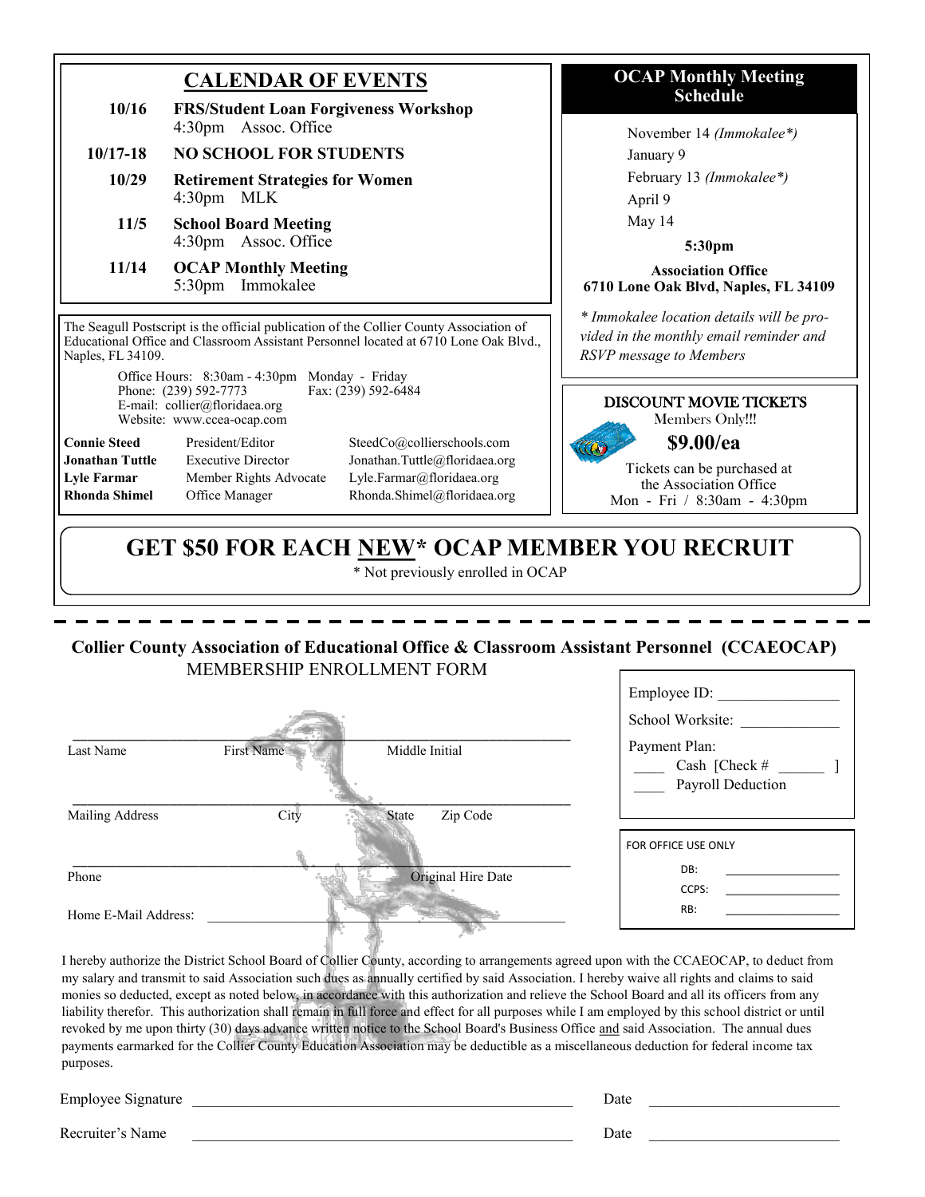## CALENDAR OF EVENTS

| | |
|---|---|
| **10/16** | **FRS/Student Loan Forgiveness Workshop** 4:30pm Assoc. Office |
| **10/17-18** | **NO SCHOOL FOR STUDENTS** |
| **10/29** | **Retirement Strategies for Women** 4:30pm MLK |
| **11/5** | **School Board Meeting** 4:30pm Assoc. Office |
| **11/14** | **OCAP Monthly Meeting** 5:30pm Immokalee |

## OCAP Monthly Meeting Schedule

November 14 *(Immokalee*)*
January 9
February 13 *(Immokalee*)*
April 9
May 14

**5:30pm**

**Association Office**
**6710 Lone Oak Blvd, Naples, FL 34109**

*\* Immokalee location details will be provided in the monthly email reminder and RSVP message to Members*

The Seagull Postscript is the official publication of the Collier County Association of Educational Office and Classroom Assistant Personnel located at 6710 Lone Oak Blvd., Naples, FL 34109.

Office Hours: 8:30am - 4:30pm Monday - Friday
Phone: (239) 592-7773 Fax: (239) 592-6484
E-mail: collier@floridaea.org
Website: www.ccea-ocap.com

| | | |
|---|---|---|
| **Connie Steed** | President/Editor | SteedCo@collierschools.com |
| **Jonathan Tuttle** | Executive Director | Jonathan.Tuttle@floridaea.org |
| **Lyle Farmar** | Member Rights Advocate | Lyle.Farmar@floridaea.org |
| **Rhonda Shimel** | Office Manager | Rhonda.Shimel@floridaea.org |

### DISCOUNT MOVIE TICKETS

Members Only!!!

**$9.00/ea**

Tickets can be purchased at the Association Office
Mon - Fri / 8:30am - 4:30pm

## GET $50 FOR EACH NEW* OCAP MEMBER YOU RECRUIT

\* Not previously enrolled in OCAP

---

### Collier County Association of Educational Office & Classroom Assistant Personnel (CCAEOCAP)

MEMBERSHIP ENROLLMENT FORM

Employee ID: ________________

School Worksite: _____________

Payment Plan:
____ Cash [Check # ______ ]
____ Payroll Deduction

______________________________________________________________
Last Name First Name Middle Initial

______________________________________________________________
Mailing Address City State Zip Code

______________________________________________________________
Phone Original Hire Date

Home E-Mail Address: __________________________________________

FOR OFFICE USE ONLY

DB: __________________
CCPS: __________________
RB: __________________

I hereby authorize the District School Board of Collier County, according to arrangements agreed upon with the CCAEOCAP, to deduct from my salary and transmit to said Association such dues as annually certified by said Association. I hereby waive all rights and claims to said monies so deducted, except as noted below, in accordance with this authorization and relieve the School Board and all its officers from any liability therefor. This authorization shall remain in full force and effect for all purposes while I am employed by this school district or until revoked by me upon thirty (30) days advance written notice to the School Board's Business Office and said Association. The annual dues payments earmarked for the Collier County Education Association may be deductible as a miscellaneous deduction for federal income tax purposes.

Employee Signature ______________________________________ Date ____________________

Recruiter's Name ______________________________________ Date ____________________